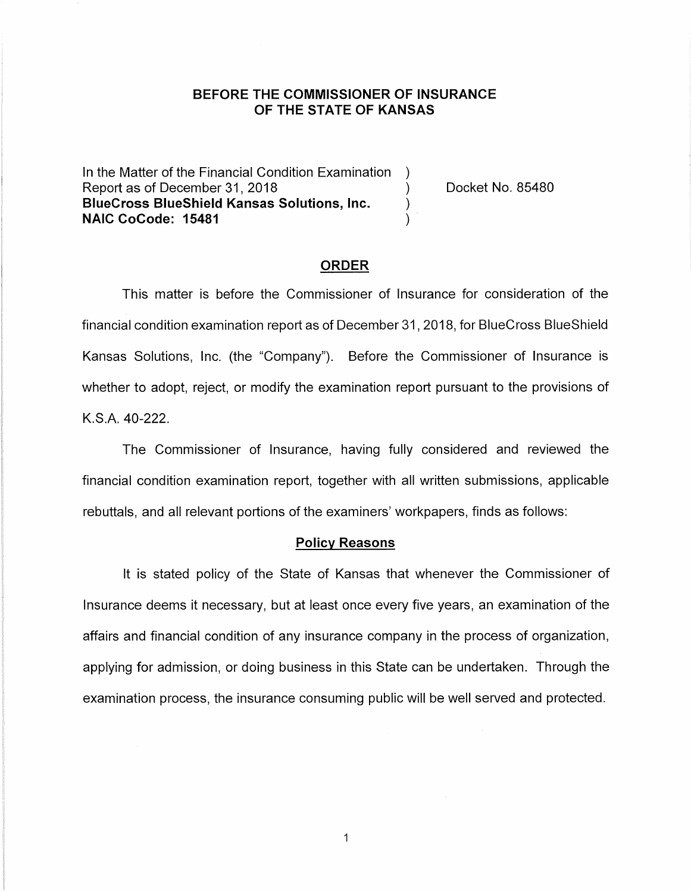# BEFORE THE COMMISSIONER OF INSURANCE OF THE STATE OF KANSAS

In the Matter of the Financial Condition Examination )
Report as of December 31, 2018 ) Docket No. 85480
**BlueCross BlueShield Kansas Solutions, Inc.** )
**NAIC CoCode: 15481** )

## ORDER

This matter is before the Commissioner of Insurance for consideration of the financial condition examination report as of December 31, 2018, for BlueCross BlueShield Kansas Solutions, Inc. (the "Company"). Before the Commissioner of Insurance is whether to adopt, reject, or modify the examination report pursuant to the provisions of K.S.A. 40-222.

The Commissioner of Insurance, having fully considered and reviewed the financial condition examination report, together with all written submissions, applicable rebuttals, and all relevant portions of the examiners' workpapers, finds as follows:

### Policy Reasons

It is stated policy of the State of Kansas that whenever the Commissioner of Insurance deems it necessary, but at least once every five years, an examination of the affairs and financial condition of any insurance company in the process of organization, applying for admission, or doing business in this State can be undertaken. Through the examination process, the insurance consuming public will be well served and protected.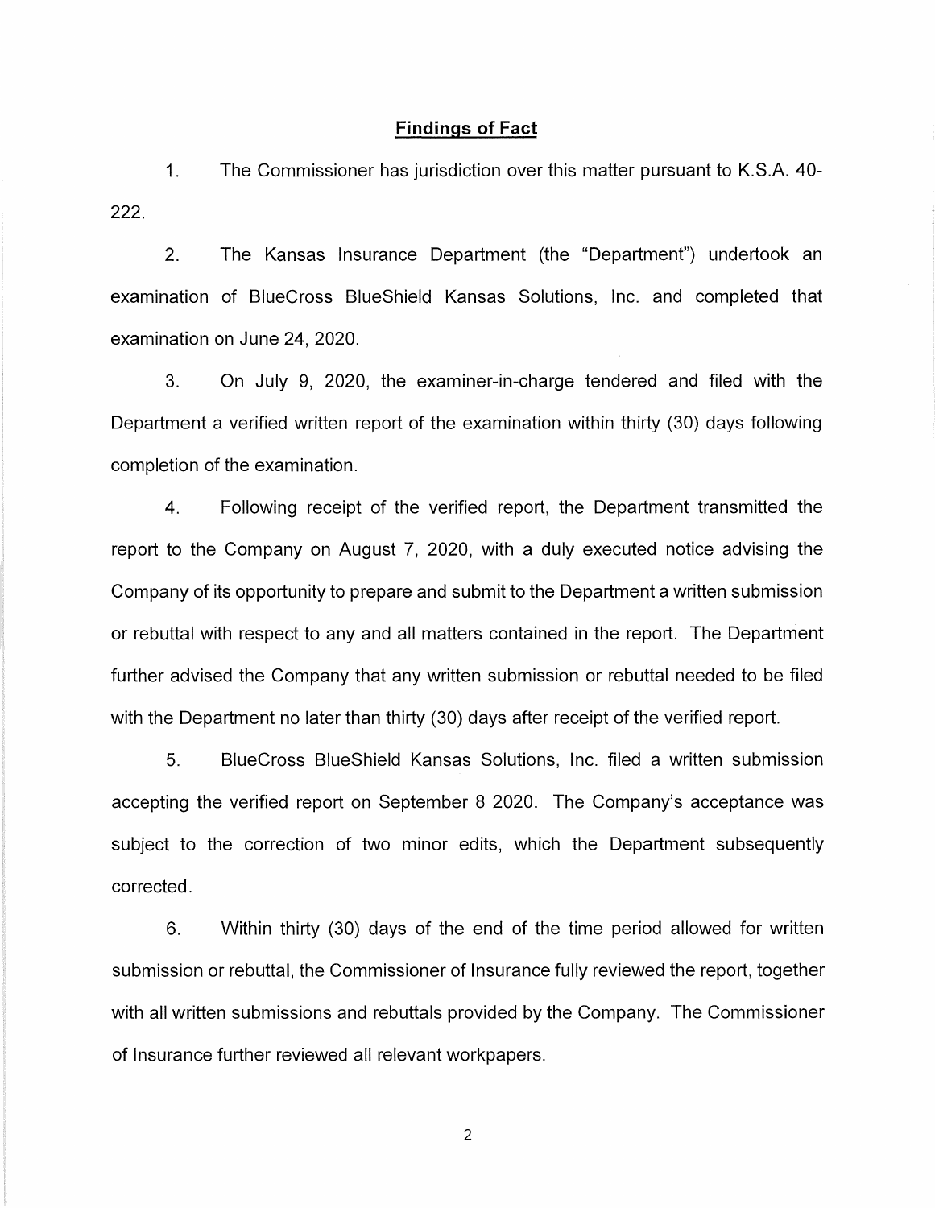## Findings of Fact

1. The Commissioner has jurisdiction over this matter pursuant to K.S.A. 40-222.

2. The Kansas Insurance Department (the "Department") undertook an examination of BlueCross BlueShield Kansas Solutions, Inc. and completed that examination on June 24, 2020.

3. On July 9, 2020, the examiner-in-charge tendered and filed with the Department a verified written report of the examination within thirty (30) days following completion of the examination.

4. Following receipt of the verified report, the Department transmitted the report to the Company on August 7, 2020, with a duly executed notice advising the Company of its opportunity to prepare and submit to the Department a written submission or rebuttal with respect to any and all matters contained in the report. The Department further advised the Company that any written submission or rebuttal needed to be filed with the Department no later than thirty (30) days after receipt of the verified report.

5. BlueCross BlueShield Kansas Solutions, Inc. filed a written submission accepting the verified report on September 8 2020. The Company's acceptance was subject to the correction of two minor edits, which the Department subsequently corrected.

6. Within thirty (30) days of the end of the time period allowed for written submission or rebuttal, the Commissioner of Insurance fully reviewed the report, together with all written submissions and rebuttals provided by the Company. The Commissioner of Insurance further reviewed all relevant workpapers.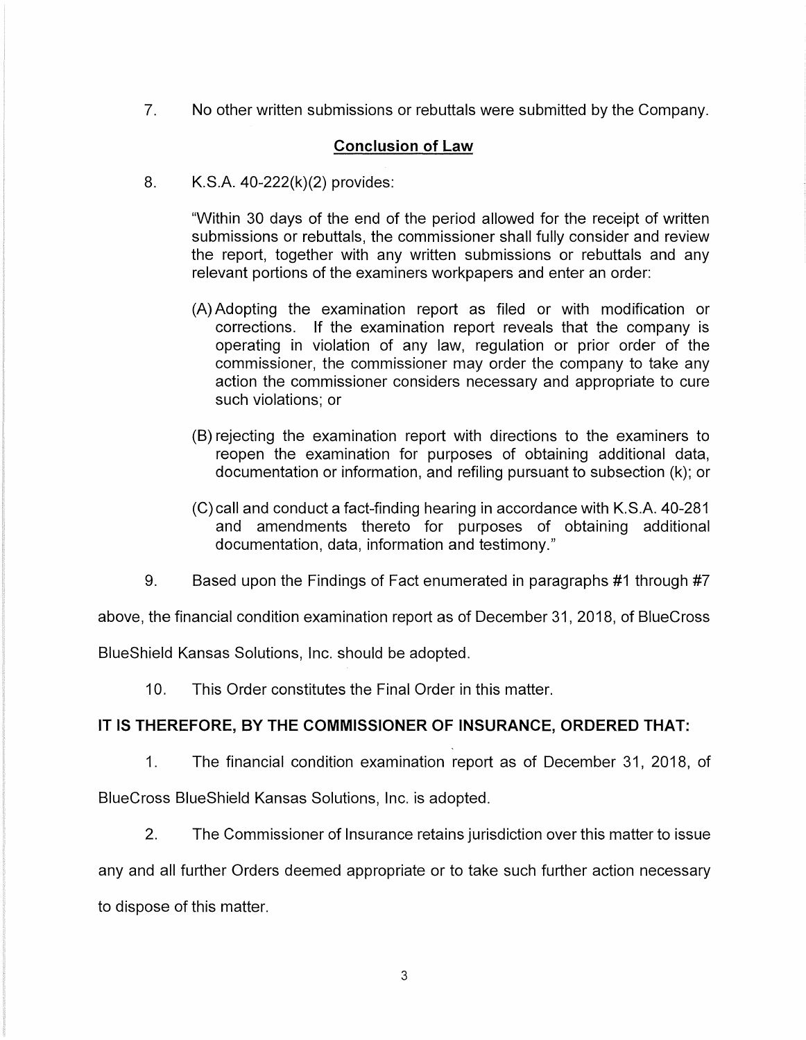7. No other written submissions or rebuttals were submitted by the Company.

## Conclusion of Law

8. K.S.A. 40-222(k)(2) provides:

> "Within 30 days of the end of the period allowed for the receipt of written submissions or rebuttals, the commissioner shall fully consider and review the report, together with any written submissions or rebuttals and any relevant portions of the examiners workpapers and enter an order:
>
> (A) Adopting the examination report as filed or with modification or corrections. If the examination report reveals that the company is operating in violation of any law, regulation or prior order of the commissioner, the commissioner may order the company to take any action the commissioner considers necessary and appropriate to cure such violations; or
>
> (B) rejecting the examination report with directions to the examiners to reopen the examination for purposes of obtaining additional data, documentation or information, and refiling pursuant to subsection (k); or
>
> (C) call and conduct a fact-finding hearing in accordance with K.S.A. 40-281 and amendments thereto for purposes of obtaining additional documentation, data, information and testimony."

9. Based upon the Findings of Fact enumerated in paragraphs #1 through #7 above, the financial condition examination report as of December 31, 2018, of BlueCross BlueShield Kansas Solutions, Inc. should be adopted.

10. This Order constitutes the Final Order in this matter.

**IT IS THEREFORE, BY THE COMMISSIONER OF INSURANCE, ORDERED THAT:**

1. The financial condition examination report as of December 31, 2018, of BlueCross BlueShield Kansas Solutions, Inc. is adopted.

2. The Commissioner of Insurance retains jurisdiction over this matter to issue any and all further Orders deemed appropriate or to take such further action necessary to dispose of this matter.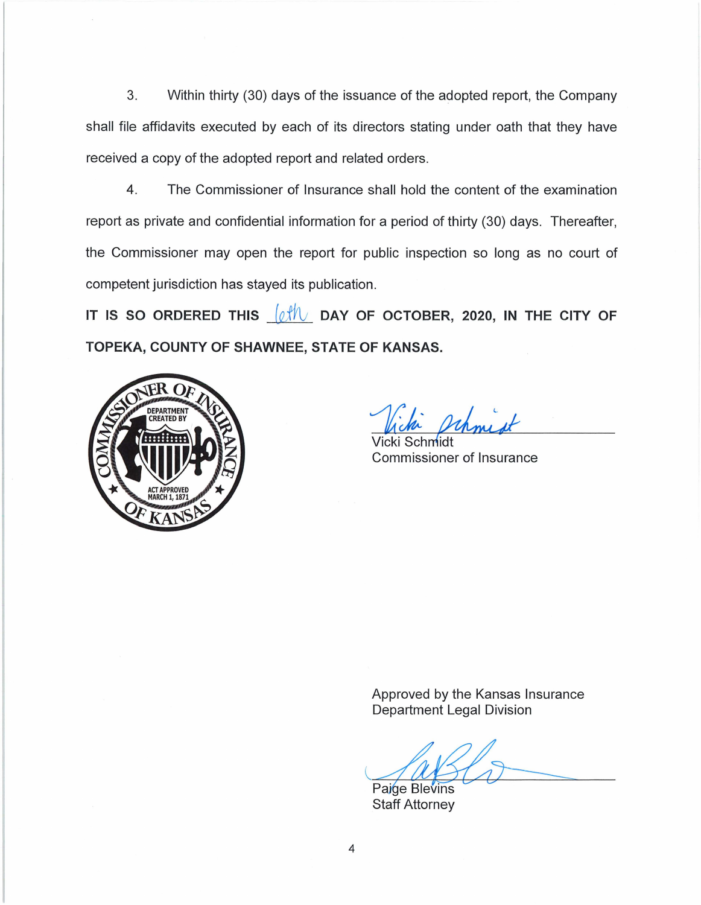3. Within thirty (30) days of the issuance of the adopted report, the Company shall file affidavits executed by each of its directors stating under oath that they have received a copy of the adopted report and related orders.

4. The Commissioner of Insurance shall hold the content of the examination report as private and confidential information for a period of thirty (30) days. Thereafter, the Commissioner may open the report for public inspection so long as no court of competent jurisdiction has stayed its publication.

**IT IS SO ORDERED THIS 6th DAY OF OCTOBER, 2020, IN THE CITY OF TOPEKA, COUNTY OF SHAWNEE, STATE OF KANSAS.**

Vicki Schmidt
Commissioner of Insurance

Approved by the Kansas Insurance Department Legal Division

Paige Blevins
Staff Attorney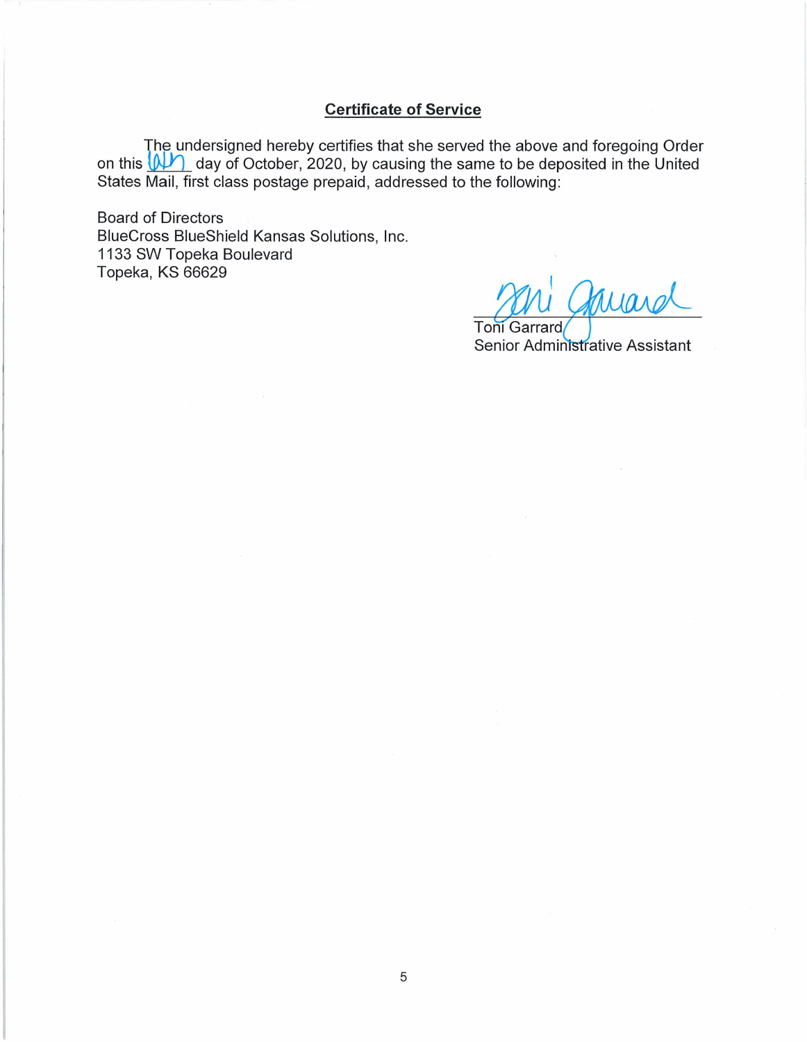## Certificate of Service

The undersigned hereby certifies that she served the above and foregoing Order on this 6th day of October, 2020, by causing the same to be deposited in the United States Mail, first class postage prepaid, addressed to the following:

Board of Directors
BlueCross BlueShield Kansas Solutions, Inc.
1133 SW Topeka Boulevard
Topeka, KS 66629

Toni Garrard
Senior Administrative Assistant